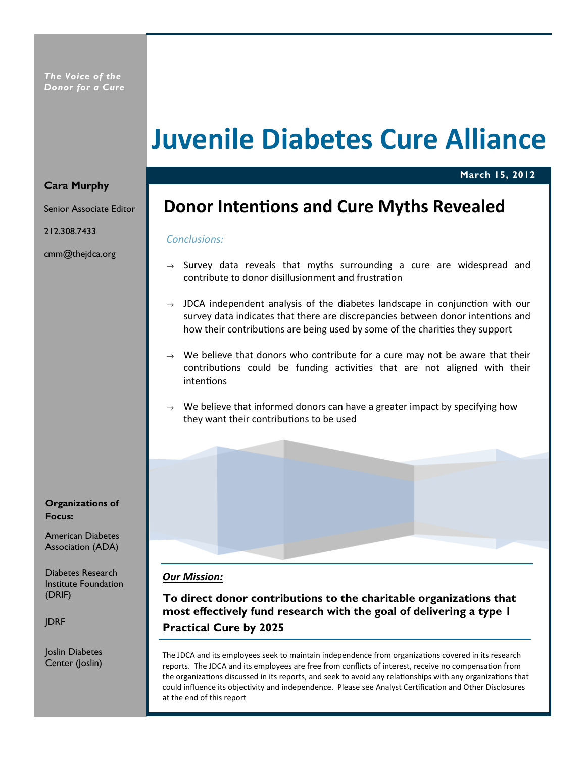*The Voice of the Donor for a Cure*

# Juvenile Diabetes Cure Alliance

**March 15, 2012**

**Cara Murphy**

Senior Associate Editor

212.308.7433

cmm@thejdca.org

## Donor Intentions and Cure Myths Revealed

*Conclusions:*

- Survey data reveals that myths surrounding a cure are widespread and contribute to donor disillusionment and frustration
- JDCA independent analysis of the diabetes landscape in conjunction with our survey data indicates that there are discrepancies between donor intentions and how their contributions are being used by some of the charities they support
- We believe that donors who contribute for a cure may not be aware that their contributions could be funding activities that are not aligned with their intentions
- We believe that informed donors can have a greater impact by specifying how they want their contributions to be used

**Organizations of Focus:**

American Diabetes Association (ADA)

Diabetes Research Institute Foundation (DRIF)

JDRF

Joslin Diabetes Center (Joslin)

***Our Mission:***

**To direct donor contributions to the charitable organizations that most effectively fund research with the goal of delivering a type 1 Practical Cure by 2025**

The JDCA and its employees seek to maintain independence from organizations covered in its research reports. The JDCA and its employees are free from conflicts of interest, receive no compensation from the organizations discussed in its reports, and seek to avoid any relationships with any organizations that could influence its objectivity and independence. Please see Analyst Certification and Other Disclosures at the end of this report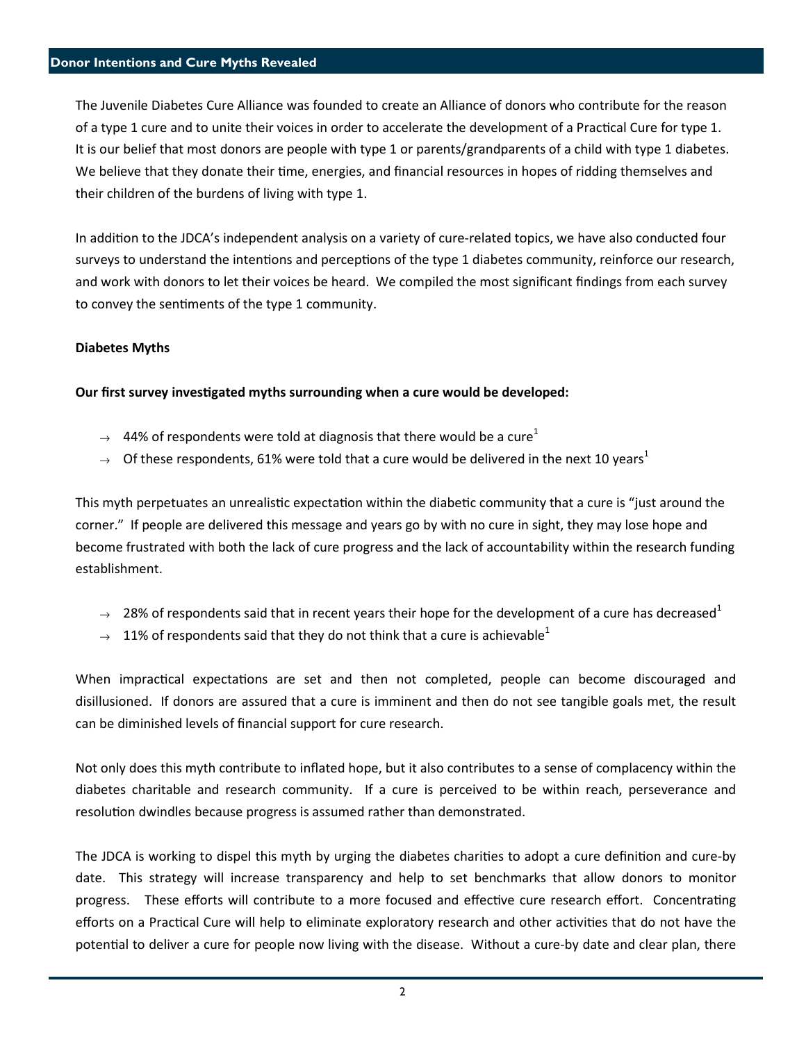## Donor Intentions and Cure Myths Revealed

The Juvenile Diabetes Cure Alliance was founded to create an Alliance of donors who contribute for the reason of a type 1 cure and to unite their voices in order to accelerate the development of a Practical Cure for type 1. It is our belief that most donors are people with type 1 or parents/grandparents of a child with type 1 diabetes. We believe that they donate their time, energies, and financial resources in hopes of ridding themselves and their children of the burdens of living with type 1.

In addition to the JDCA's independent analysis on a variety of cure-related topics, we have also conducted four surveys to understand the intentions and perceptions of the type 1 diabetes community, reinforce our research, and work with donors to let their voices be heard. We compiled the most significant findings from each survey to convey the sentiments of the type 1 community.

**Diabetes Myths**

**Our first survey investigated myths surrounding when a cure would be developed:**

- → 44% of respondents were told at diagnosis that there would be a cure[1]
- → Of these respondents, 61% were told that a cure would be delivered in the next 10 years[1]

This myth perpetuates an unrealistic expectation within the diabetic community that a cure is "just around the corner." If people are delivered this message and years go by with no cure in sight, they may lose hope and become frustrated with both the lack of cure progress and the lack of accountability within the research funding establishment.

- → 28% of respondents said that in recent years their hope for the development of a cure has decreased[1]
- → 11% of respondents said that they do not think that a cure is achievable[1]

When impractical expectations are set and then not completed, people can become discouraged and disillusioned. If donors are assured that a cure is imminent and then do not see tangible goals met, the result can be diminished levels of financial support for cure research.

Not only does this myth contribute to inflated hope, but it also contributes to a sense of complacency within the diabetes charitable and research community. If a cure is perceived to be within reach, perseverance and resolution dwindles because progress is assumed rather than demonstrated.

The JDCA is working to dispel this myth by urging the diabetes charities to adopt a cure definition and cure-by date. This strategy will increase transparency and help to set benchmarks that allow donors to monitor progress. These efforts will contribute to a more focused and effective cure research effort. Concentrating efforts on a Practical Cure will help to eliminate exploratory research and other activities that do not have the potential to deliver a cure for people now living with the disease. Without a cure-by date and clear plan, there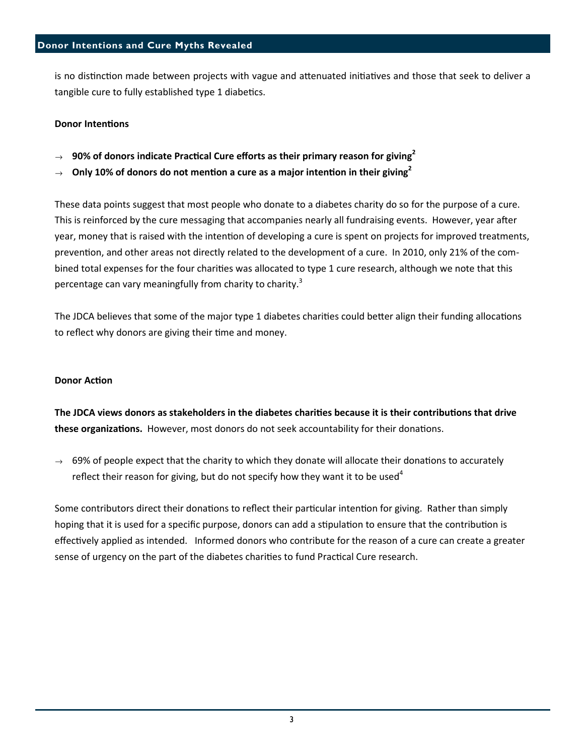is no distinction made between projects with vague and attenuated initiatives and those that seek to deliver a tangible cure to fully established type 1 diabetics.

**Donor Intentions**

- → **90% of donors indicate Practical Cure efforts as their primary reason for giving[2]**
- → **Only 10% of donors do not mention a cure as a major intention in their giving[2]**

These data points suggest that most people who donate to a diabetes charity do so for the purpose of a cure. This is reinforced by the cure messaging that accompanies nearly all fundraising events. However, year after year, money that is raised with the intention of developing a cure is spent on projects for improved treatments, prevention, and other areas not directly related to the development of a cure. In 2010, only 21% of the combined total expenses for the four charities was allocated to type 1 cure research, although we note that this percentage can vary meaningfully from charity to charity.[3]

The JDCA believes that some of the major type 1 diabetes charities could better align their funding allocations to reflect why donors are giving their time and money.

**Donor Action**

**The JDCA views donors as stakeholders in the diabetes charities because it is their contributions that drive these organizations.** However, most donors do not seek accountability for their donations.

- → 69% of people expect that the charity to which they donate will allocate their donations to accurately reflect their reason for giving, but do not specify how they want it to be used[4]

Some contributors direct their donations to reflect their particular intention for giving. Rather than simply hoping that it is used for a specific purpose, donors can add a stipulation to ensure that the contribution is effectively applied as intended. Informed donors who contribute for the reason of a cure can create a greater sense of urgency on the part of the diabetes charities to fund Practical Cure research.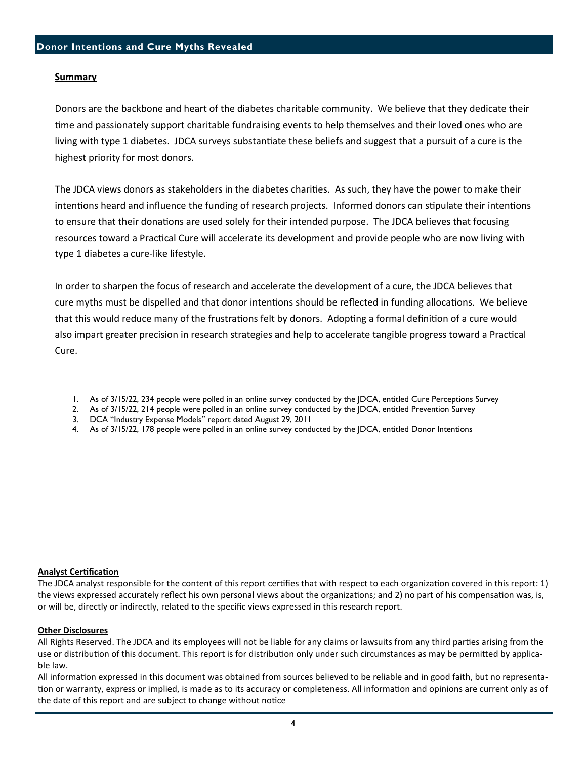## Donor Intentions and Cure Myths Revealed

**Summary**

Donors are the backbone and heart of the diabetes charitable community. We believe that they dedicate their time and passionately support charitable fundraising events to help themselves and their loved ones who are living with type 1 diabetes. JDCA surveys substantiate these beliefs and suggest that a pursuit of a cure is the highest priority for most donors.

The JDCA views donors as stakeholders in the diabetes charities. As such, they have the power to make their intentions heard and influence the funding of research projects. Informed donors can stipulate their intentions to ensure that their donations are used solely for their intended purpose. The JDCA believes that focusing resources toward a Practical Cure will accelerate its development and provide people who are now living with type 1 diabetes a cure-like lifestyle.

In order to sharpen the focus of research and accelerate the development of a cure, the JDCA believes that cure myths must be dispelled and that donor intentions should be reflected in funding allocations. We believe that this would reduce many of the frustrations felt by donors. Adopting a formal definition of a cure would also impart greater precision in research strategies and help to accelerate tangible progress toward a Practical Cure.

1. As of 3/15/22, 234 people were polled in an online survey conducted by the JDCA, entitled Cure Perceptions Survey
2. As of 3/15/22, 214 people were polled in an online survey conducted by the JDCA, entitled Prevention Survey
3. DCA "Industry Expense Models" report dated August 29, 2011
4. As of 3/15/22, 178 people were polled in an online survey conducted by the JDCA, entitled Donor Intentions

**Analyst Certification**

The JDCA analyst responsible for the content of this report certifies that with respect to each organization covered in this report: 1) the views expressed accurately reflect his own personal views about the organizations; and 2) no part of his compensation was, is, or will be, directly or indirectly, related to the specific views expressed in this research report.

**Other Disclosures**

All Rights Reserved. The JDCA and its employees will not be liable for any claims or lawsuits from any third parties arising from the use or distribution of this document. This report is for distribution only under such circumstances as may be permitted by applicable law.

All information expressed in this document was obtained from sources believed to be reliable and in good faith, but no representation or warranty, express or implied, is made as to its accuracy or completeness. All information and opinions are current only as of the date of this report and are subject to change without notice